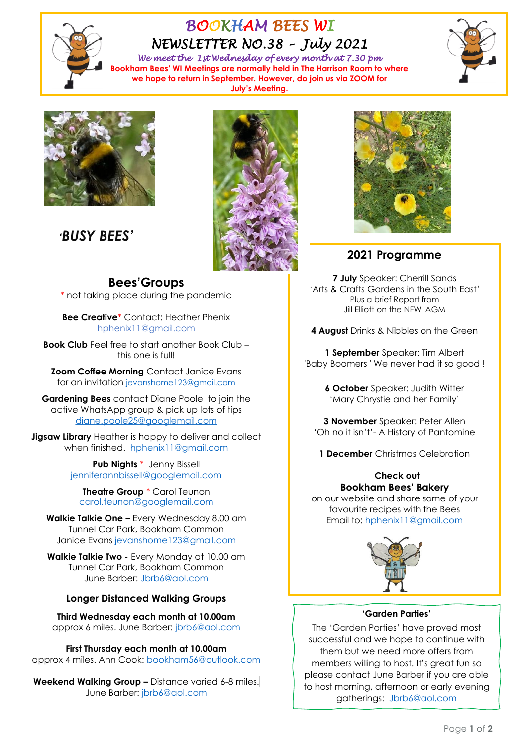# BOOKHAM BEES WI

## NEWSLETTER NO.38 – July 2021

*We meet the 1st Wednesday of every month at 7.30 pm*

**Bookham Bees' WI Meetings are normally held in The Harrison Room to where we hope to return in September. However, do join us via ZOOM for July's Meeting.**

***'BUSY BEES'***

## Bees'Groups

\* not taking place during the pandemic

**Bee Creative*** Contact: Heather Phenix hphenix11@gmail.com

**Book Club** Feel free to start another Book Club – this one is full!

**Zoom Coffee Morning** Contact Janice Evans for an invitation jevanshome123@gmail.com

**Gardening Bees** contact Diane Poole to join the active WhatsApp group & pick up lots of tips diane.poole25@googlemail.com

**Jigsaw Library** Heather is happy to deliver and collect when finished. hphenix11@gmail.com

**Pub Nights** * Jenny Bissell jenniferannbissell@googlemail.com

**Theatre Group** * Carol Teunon carol.teunon@googlemail.com

**Walkie Talkie One –** Every Wednesday 8.00 am Tunnel Car Park, Bookham Common Janice Evans jevanshome123@gmail.com

**Walkie Talkie Two -** Every Monday at 10.00 am Tunnel Car Park, Bookham Common June Barber: Jbrb6@aol.com

### Longer Distanced Walking Groups

**Third Wednesday each month at 10.00am**
approx 6 miles. June Barber: jbrb6@aol.com

**First Thursday each month at 10.00am**
approx 4 miles. Ann Cook: bookham56@outlook.com

**Weekend Walking Group –** Distance varied 6-8 miles. June Barber: jbrb6@aol.com

## 2021 Programme

**7 July** Speaker: Cherrill Sands
'Arts & Crafts Gardens in the South East'
Plus a brief Report from
Jill Elliott on the NFWI AGM

**4 August** Drinks & Nibbles on the Green

**1 September** Speaker: Tim Albert
'Baby Boomers ' We never had it so good !

**6 October** Speaker: Judith Witter
'Mary Chrystie and her Family'

**3 November** Speaker: Peter Allen
'Oh no it isn't'- A History of Pantomine

**1 December** Christmas Celebration

**Check out**
**Bookham Bees' Bakery**
on our website and share some of your favourite recipes with the Bees
Email to: hphenix11@gmail.com

### 'Garden Parties'

The 'Garden Parties' have proved most successful and we hope to continue with them but we need more offers from members willing to host. It's great fun so please contact June Barber if you are able to host morning, afternoon or early evening gatherings: Jbrb6@aol.com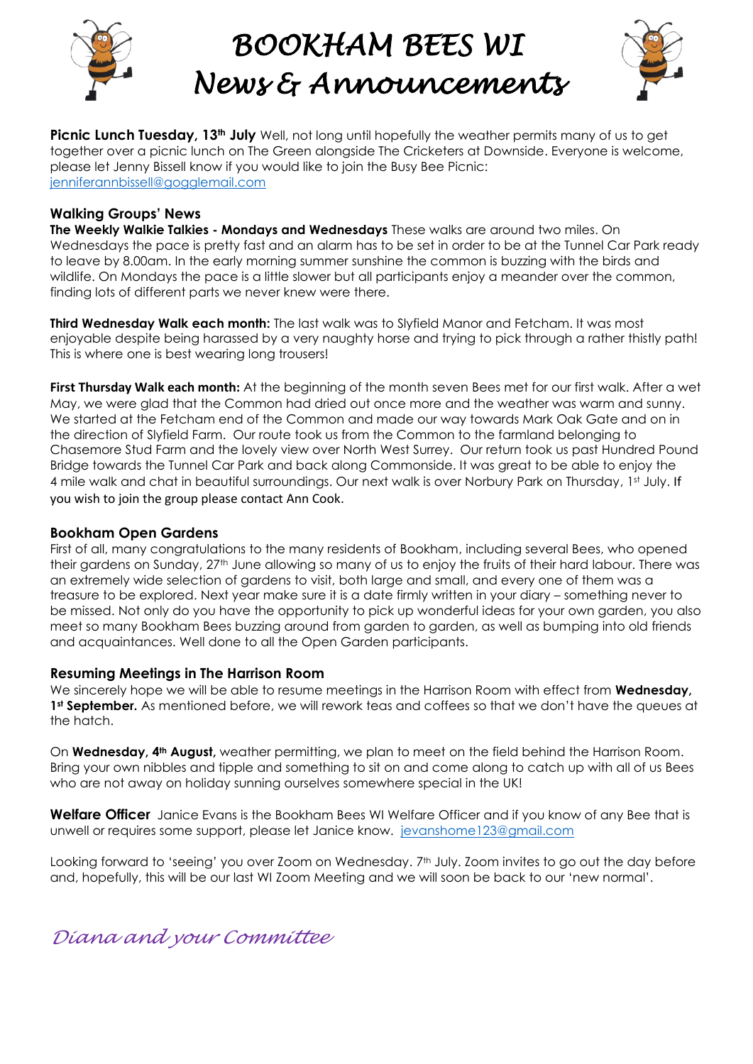# BOOKHAM BEES WI
# News & Announcements

**Picnic Lunch Tuesday, 13th July** Well, not long until hopefully the weather permits many of us to get together over a picnic lunch on The Green alongside The Cricketers at Downside. Everyone is welcome, please let Jenny Bissell know if you would like to join the Busy Bee Picnic: jenniferannbissell@gogglemail.com

### Walking Groups' News

**The Weekly Walkie Talkies - Mondays and Wednesdays** These walks are around two miles. On Wednesdays the pace is pretty fast and an alarm has to be set in order to be at the Tunnel Car Park ready to leave by 8.00am. In the early morning summer sunshine the common is buzzing with the birds and wildlife. On Mondays the pace is a little slower but all participants enjoy a meander over the common, finding lots of different parts we never knew were there.

**Third Wednesday Walk each month:** The last walk was to Slyfield Manor and Fetcham. It was most enjoyable despite being harassed by a very naughty horse and trying to pick through a rather thistly path! This is where one is best wearing long trousers!

**First Thursday Walk each month:** At the beginning of the month seven Bees met for our first walk. After a wet May, we were glad that the Common had dried out once more and the weather was warm and sunny. We started at the Fetcham end of the Common and made our way towards Mark Oak Gate and on in the direction of Slyfield Farm. Our route took us from the Common to the farmland belonging to Chasemore Stud Farm and the lovely view over North West Surrey. Our return took us past Hundred Pound Bridge towards the Tunnel Car Park and back along Commonside. It was great to be able to enjoy the 4 mile walk and chat in beautiful surroundings. Our next walk is over Norbury Park on Thursday, 1st July. If you wish to join the group please contact Ann Cook.

### Bookham Open Gardens

First of all, many congratulations to the many residents of Bookham, including several Bees, who opened their gardens on Sunday, 27th June allowing so many of us to enjoy the fruits of their hard labour. There was an extremely wide selection of gardens to visit, both large and small, and every one of them was a treasure to be explored. Next year make sure it is a date firmly written in your diary – something never to be missed. Not only do you have the opportunity to pick up wonderful ideas for your own garden, you also meet so many Bookham Bees buzzing around from garden to garden, as well as bumping into old friends and acquaintances. Well done to all the Open Garden participants.

### Resuming Meetings in The Harrison Room

We sincerely hope we will be able to resume meetings in the Harrison Room with effect from **Wednesday, 1st September.** As mentioned before, we will rework teas and coffees so that we don't have the queues at the hatch.

On **Wednesday, 4th August,** weather permitting, we plan to meet on the field behind the Harrison Room. Bring your own nibbles and tipple and something to sit on and come along to catch up with all of us Bees who are not away on holiday sunning ourselves somewhere special in the UK!

**Welfare Officer** Janice Evans is the Bookham Bees WI Welfare Officer and if you know of any Bee that is unwell or requires some support, please let Janice know. jevanshome123@gmail.com

Looking forward to 'seeing' you over Zoom on Wednesday. 7th July. Zoom invites to go out the day before and, hopefully, this will be our last WI Zoom Meeting and we will soon be back to our 'new normal'.

*Diana and your Committee*